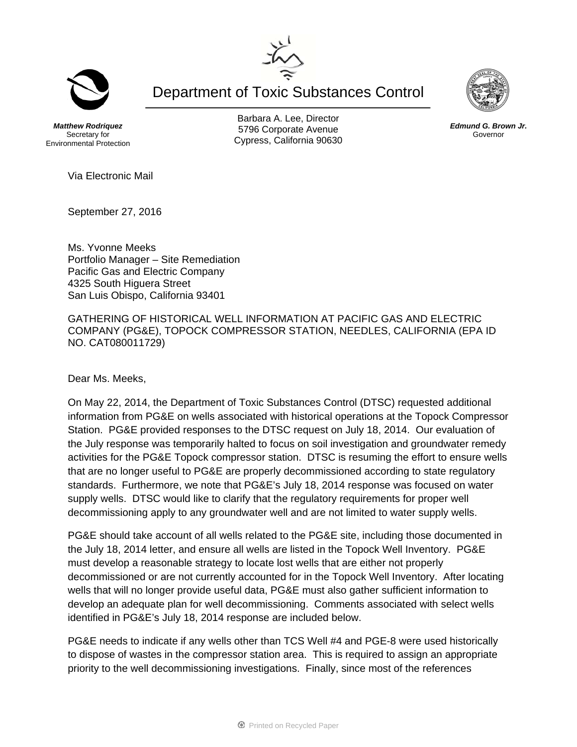# Department of Toxic Substances Control

***Matthew Rodriquez***
Secretary for
Environmental Protection

Barbara A. Lee, Director
5796 Corporate Avenue
Cypress, California 90630

***Edmund G. Brown Jr.***
Governor

Via Electronic Mail

September 27, 2016

Ms. Yvonne Meeks
Portfolio Manager – Site Remediation
Pacific Gas and Electric Company
4325 South Higuera Street
San Luis Obispo, California 93401

GATHERING OF HISTORICAL WELL INFORMATION AT PACIFIC GAS AND ELECTRIC COMPANY (PG&E), TOPOCK COMPRESSOR STATION, NEEDLES, CALIFORNIA (EPA ID NO. CAT080011729)

Dear Ms. Meeks,

On May 22, 2014, the Department of Toxic Substances Control (DTSC) requested additional information from PG&E on wells associated with historical operations at the Topock Compressor Station. PG&E provided responses to the DTSC request on July 18, 2014. Our evaluation of the July response was temporarily halted to focus on soil investigation and groundwater remedy activities for the PG&E Topock compressor station. DTSC is resuming the effort to ensure wells that are no longer useful to PG&E are properly decommissioned according to state regulatory standards. Furthermore, we note that PG&E's July 18, 2014 response was focused on water supply wells. DTSC would like to clarify that the regulatory requirements for proper well decommissioning apply to any groundwater well and are not limited to water supply wells.

PG&E should take account of all wells related to the PG&E site, including those documented in the July 18, 2014 letter, and ensure all wells are listed in the Topock Well Inventory. PG&E must develop a reasonable strategy to locate lost wells that are either not properly decommissioned or are not currently accounted for in the Topock Well Inventory. After locating wells that will no longer provide useful data, PG&E must also gather sufficient information to develop an adequate plan for well decommissioning. Comments associated with select wells identified in PG&E's July 18, 2014 response are included below.

PG&E needs to indicate if any wells other than TCS Well #4 and PGE-8 were used historically to dispose of wastes in the compressor station area. This is required to assign an appropriate priority to the well decommissioning investigations. Finally, since most of the references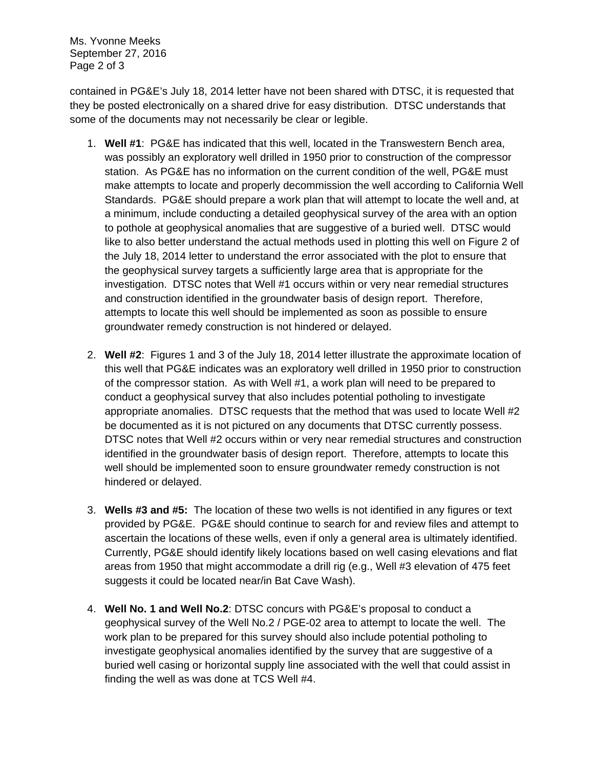contained in PG&E's July 18, 2014 letter have not been shared with DTSC, it is requested that they be posted electronically on a shared drive for easy distribution. DTSC understands that some of the documents may not necessarily be clear or legible.

1. **Well #1**: PG&E has indicated that this well, located in the Transwestern Bench area, was possibly an exploratory well drilled in 1950 prior to construction of the compressor station. As PG&E has no information on the current condition of the well, PG&E must make attempts to locate and properly decommission the well according to California Well Standards. PG&E should prepare a work plan that will attempt to locate the well and, at a minimum, include conducting a detailed geophysical survey of the area with an option to pothole at geophysical anomalies that are suggestive of a buried well. DTSC would like to also better understand the actual methods used in plotting this well on Figure 2 of the July 18, 2014 letter to understand the error associated with the plot to ensure that the geophysical survey targets a sufficiently large area that is appropriate for the investigation. DTSC notes that Well #1 occurs within or very near remedial structures and construction identified in the groundwater basis of design report. Therefore, attempts to locate this well should be implemented as soon as possible to ensure groundwater remedy construction is not hindered or delayed.

2. **Well #2**: Figures 1 and 3 of the July 18, 2014 letter illustrate the approximate location of this well that PG&E indicates was an exploratory well drilled in 1950 prior to construction of the compressor station. As with Well #1, a work plan will need to be prepared to conduct a geophysical survey that also includes potential potholing to investigate appropriate anomalies. DTSC requests that the method that was used to locate Well #2 be documented as it is not pictured on any documents that DTSC currently possess. DTSC notes that Well #2 occurs within or very near remedial structures and construction identified in the groundwater basis of design report. Therefore, attempts to locate this well should be implemented soon to ensure groundwater remedy construction is not hindered or delayed.

3. **Wells #3 and #5:** The location of these two wells is not identified in any figures or text provided by PG&E. PG&E should continue to search for and review files and attempt to ascertain the locations of these wells, even if only a general area is ultimately identified. Currently, PG&E should identify likely locations based on well casing elevations and flat areas from 1950 that might accommodate a drill rig (e.g., Well #3 elevation of 475 feet suggests it could be located near/in Bat Cave Wash).

4. **Well No. 1 and Well No.2**: DTSC concurs with PG&E's proposal to conduct a geophysical survey of the Well No.2 / PGE-02 area to attempt to locate the well. The work plan to be prepared for this survey should also include potential potholing to investigate geophysical anomalies identified by the survey that are suggestive of a buried well casing or horizontal supply line associated with the well that could assist in finding the well as was done at TCS Well #4.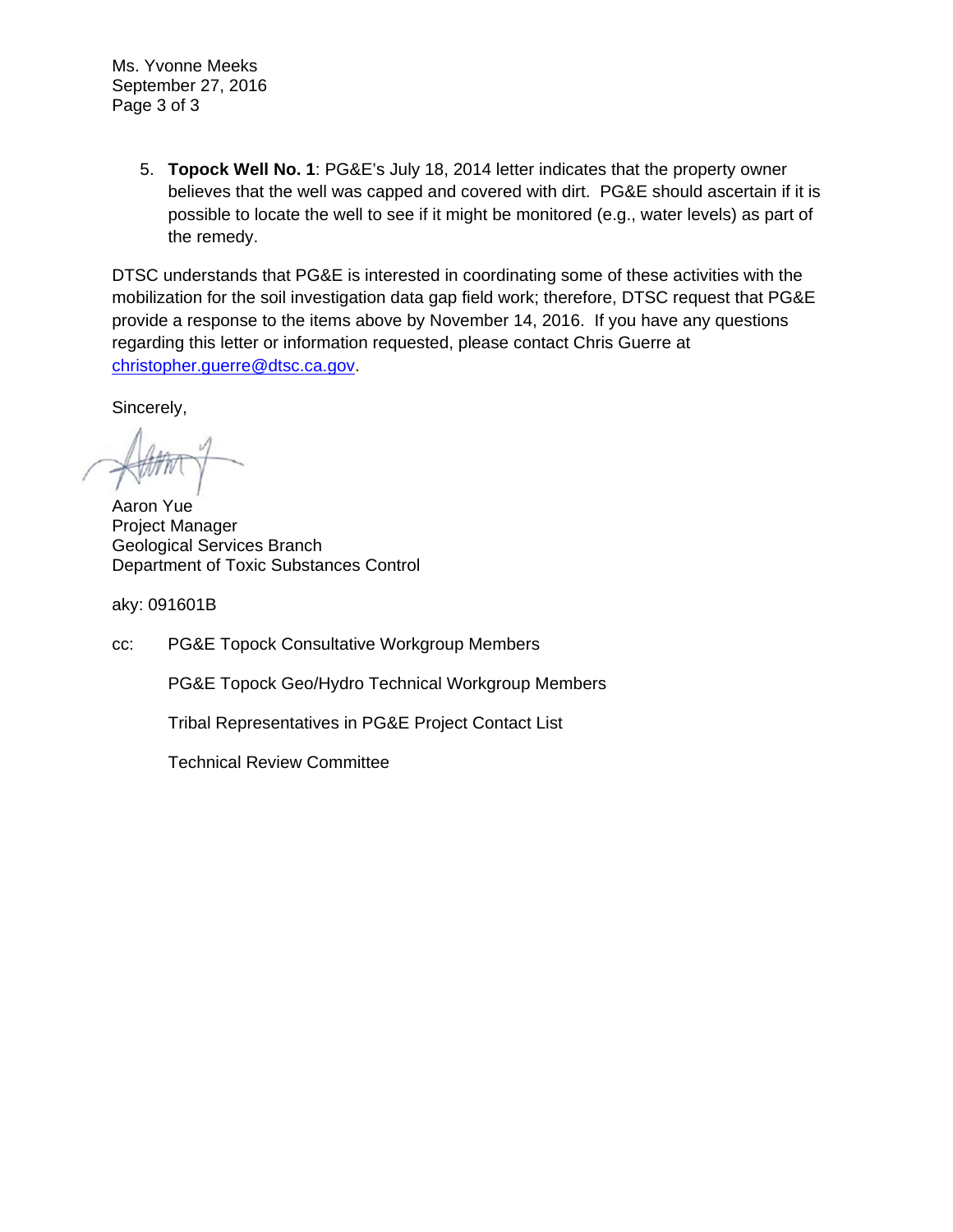5. **Topock Well No. 1**: PG&E's July 18, 2014 letter indicates that the property owner believes that the well was capped and covered with dirt. PG&E should ascertain if it is possible to locate the well to see if it might be monitored (e.g., water levels) as part of the remedy.

DTSC understands that PG&E is interested in coordinating some of these activities with the mobilization for the soil investigation data gap field work; therefore, DTSC request that PG&E provide a response to the items above by November 14, 2016. If you have any questions regarding this letter or information requested, please contact Chris Guerre at christopher.guerre@dtsc.ca.gov.

Sincerely,

Aaron Yue
Project Manager
Geological Services Branch
Department of Toxic Substances Control

aky: 091601B

cc: PG&E Topock Consultative Workgroup Members

PG&E Topock Geo/Hydro Technical Workgroup Members

Tribal Representatives in PG&E Project Contact List

Technical Review Committee